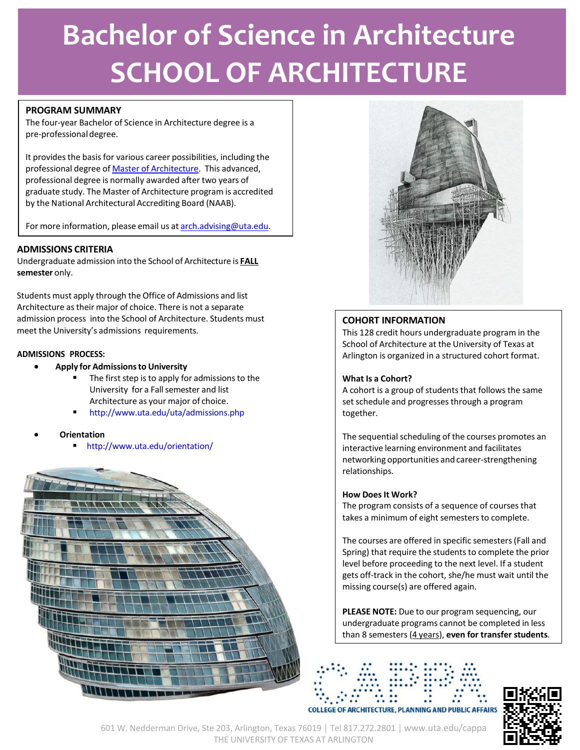# Bachelor of Science in Architecture
# SCHOOL OF ARCHITECTURE

## PROGRAM SUMMARY

The four-year Bachelor of Science in Architecture degree is a pre-professional degree.

It provides the basis for various career possibilities, including the professional degree of Master of Architecture. This advanced, professional degree is normally awarded after two years of graduate study. The Master of Architecture program is accredited by the National Architectural Accrediting Board (NAAB).

For more information, please email us at arch.advising@uta.edu.

## ADMISSIONS CRITERIA

Undergraduate admission into the School of Architecture is **FALL semester** only.

Students must apply through the Office of Admissions and list Architecture as their major of choice. There is not a separate admission process into the School of Architecture. Students must meet the University's admissions requirements.

### ADMISSIONS PROCESS:

- **Apply for Admissions to University**
  - The first step is to apply for admissions to the University for a Fall semester and list Architecture as your major of choice.
  - http://www.uta.edu/uta/admissions.php
- **Orientation**
  - http://www.uta.edu/orientation/

## COHORT INFORMATION

This 128 credit hours undergraduate program in the School of Architecture at the University of Texas at Arlington is organized in a structured cohort format.

### What Is a Cohort?

A cohort is a group of students that follows the same set schedule and progresses through a program together.

The sequential scheduling of the courses promotes an interactive learning environment and facilitates networking opportunities and career-strengthening relationships.

### How Does It Work?

The program consists of a sequence of courses that takes a minimum of eight semesters to complete.

The courses are offered in specific semesters (Fall and Spring) that require the students to complete the prior level before proceeding to the next level. If a student gets off-track in the cohort, she/he must wait until the missing course(s) are offered again.

**PLEASE NOTE:** Due to our program sequencing, our undergraduate programs cannot be completed in less than 8 semesters (4 years), **even for transfer students**.

CAPPA
COLLEGE OF ARCHITECTURE, PLANNING AND PUBLIC AFFAIRS

601 W. Nedderman Drive, Ste 203, Arlington, Texas 76019 | Tel 817.272.2801 | www.uta.edu/cappa
THE UNIVERSITY OF TEXAS AT ARLINGTON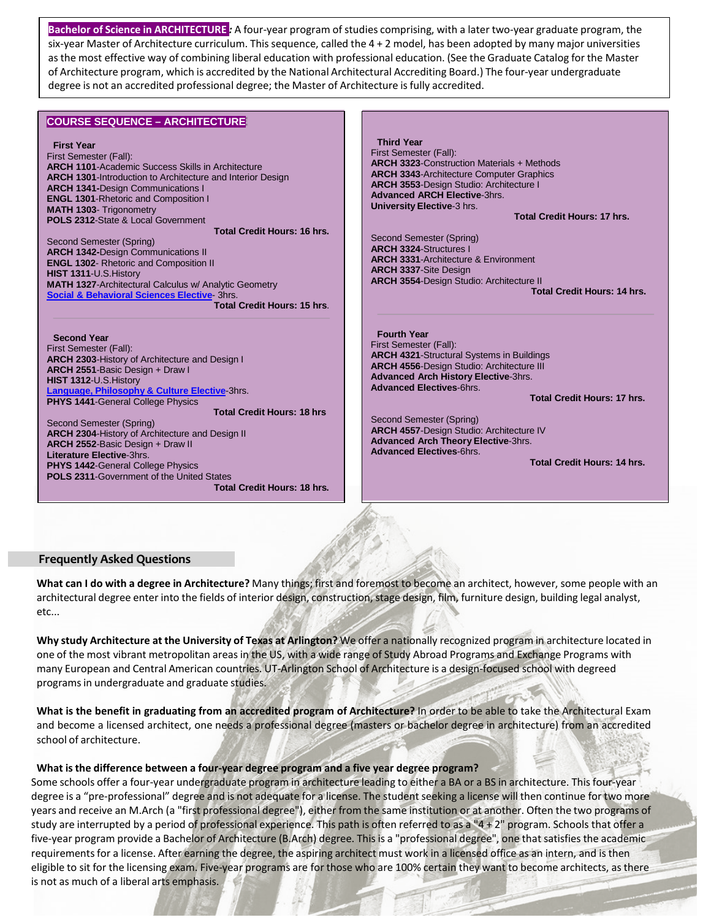**Bachelor of Science in ARCHITECTURE :** A four-year program of studies comprising, with a later two-year graduate program, the six-year Master of Architecture curriculum. This sequence, called the 4 + 2 model, has been adopted by many major universities as the most effective way of combining liberal education with professional education. (See the Graduate Catalog for the Master of Architecture program, which is accredited by the National Architectural Accrediting Board.) The four-year undergraduate degree is not an accredited professional degree; the Master of Architecture is fully accredited.

## COURSE SEQUENCE – ARCHITECTURE

### First Year

First Semester (Fall):

**ARCH 1101**-Academic Success Skills in Architecture
**ARCH 1301**-Introduction to Architecture and Interior Design
**ARCH 1341**-Design Communications I
**ENGL 1301**-Rhetoric and Composition I
**MATH 1303**- Trigonometry
**POLS 2312**-State & Local Government

**Total Credit Hours: 16 hrs.**

Second Semester (Spring)

**ARCH 1342-**Design Communications II
**ENGL 1302**- Rhetoric and Composition II
**HIST 1311**-U.S.History
**MATH 1327**-Architectural Calculus w/ Analytic Geometry
**Social & Behavioral Sciences Elective**- 3hrs.

**Total Credit Hours: 15 hrs**.

### Second Year

First Semester (Fall):

**ARCH 2303**-History of Architecture and Design I
**ARCH 2551**-Basic Design + Draw I
**HIST 1312**-U.S.History
**Language, Philosophy & Culture Elective**-3hrs.
**PHYS 1441**-General College Physics

**Total Credit Hours: 18 hrs**

Second Semester (Spring)

**ARCH 2304**-History of Architecture and Design II
**ARCH 2552**-Basic Design + Draw II
**Literature Elective**-3hrs.
**PHYS 1442**-General College Physics
**POLS 2311**-Government of the United States

**Total Credit Hours: 18 hrs.**

### Third Year

First Semester (Fall):

**ARCH 3323**-Construction Materials + Methods
**ARCH 3343**-Architecture Computer Graphics
**ARCH 3553**-Design Studio: Architecture I
**Advanced ARCH Elective**-3hrs.
**University Elective**-3 hrs.

**Total Credit Hours: 17 hrs.**

Second Semester (Spring)

**ARCH 3324**-Structures I
**ARCH 3331**-Architecture & Environment
**ARCH 3337**-Site Design
**ARCH 3554**-Design Studio: Architecture II

**Total Credit Hours: 14 hrs.**

### Fourth Year

First Semester (Fall):

**ARCH 4321**-Structural Systems in Buildings
**ARCH 4556**-Design Studio: Architecture III
**Advanced Arch History Elective**-3hrs.
**Advanced Electives**-6hrs.

**Total Credit Hours: 17 hrs.**

Second Semester (Spring)

**ARCH 4557**-Design Studio: Architecture IV
**Advanced Arch Theory Elective**-3hrs.
**Advanced Electives**-6hrs.

**Total Credit Hours: 14 hrs.**

## Frequently Asked Questions

**What can I do with a degree in Architecture?** Many things; first and foremost to become an architect, however, some people with an architectural degree enter into the fields of interior design, construction, stage design, film, furniture design, building legal analyst, etc...

**Why study Architecture at the University of Texas at Arlington?** We offer a nationally recognized program in architecture located in one of the most vibrant metropolitan areas in the US, with a wide range of Study Abroad Programs and Exchange Programs with many European and Central American countries. UT-Arlington School of Architecture is a design-focused school with degreed programs in undergraduate and graduate studies.

**What is the benefit in graduating from an accredited program of Architecture?** In order to be able to take the Architectural Exam and become a licensed architect, one needs a professional degree (masters or bachelor degree in architecture) from an accredited school of architecture.

**What is the difference between a four-year degree program and a five year degree program?**
Some schools offer a four-year undergraduate program in architecture leading to either a BA or a BS in architecture. This four-year degree is a “pre-professional” degree and is not adequate for a license. The student seeking a license will then continue for two more years and receive an M.Arch (a "first professional degree"), either from the same institution or at another. Often the two programs of study are interrupted by a period of professional experience. This path is often referred to as a "4 + 2" program. Schools that offer a five-year program provide a Bachelor of Architecture (B.Arch) degree. This is a "professional degree", one that satisfies the academic requirements for a license. After earning the degree, the aspiring architect must work in a licensed office as an intern, and is then eligible to sit for the licensing exam. Five-year programs are for those who are 100% certain they want to become architects, as there is not as much of a liberal arts emphasis.